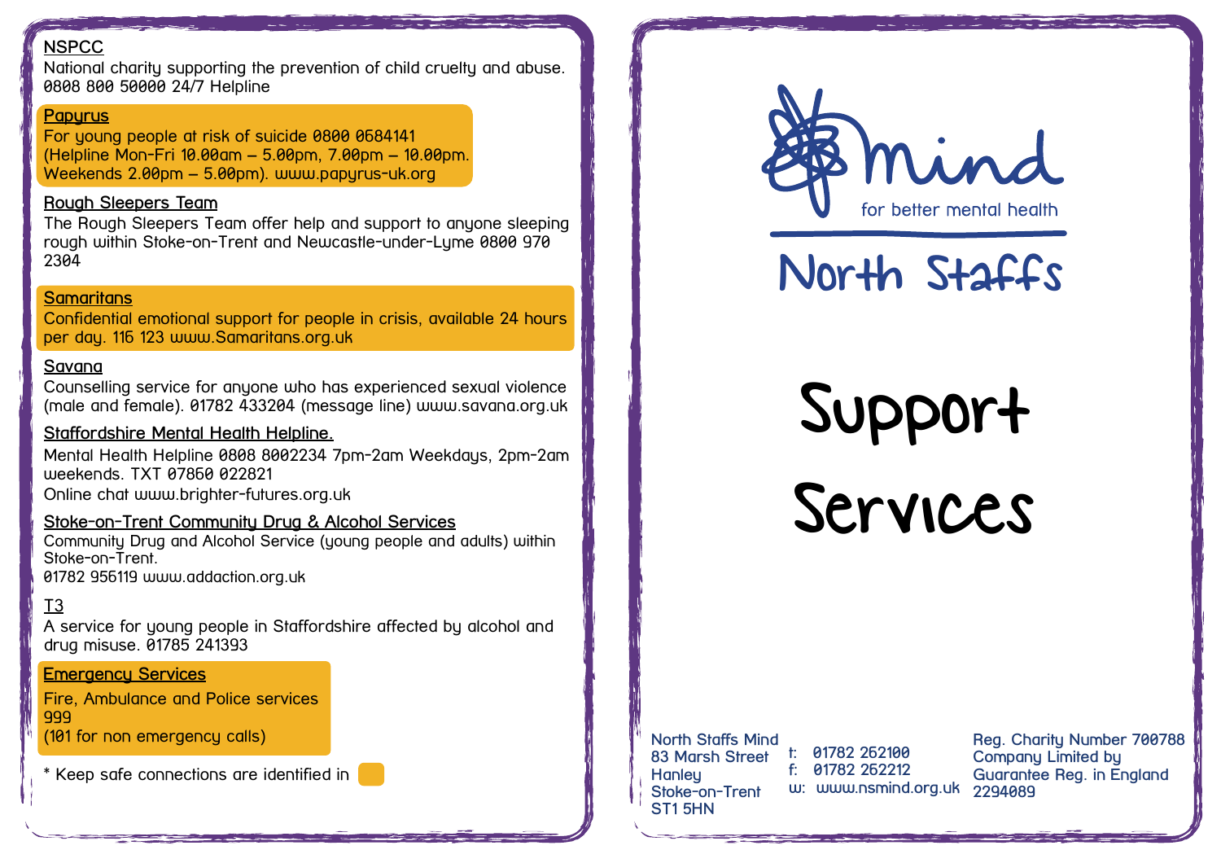**NSPCC**
National charity supporting the prevention of child cruelty and abuse. 0808 800 50000 24/7 Helpline

**Papyrus**
For young people at risk of suicide 0800 0584141 (Helpline Mon-Fri 10.00am – 5.00pm, 7.00pm – 10.00pm. Weekends 2.00pm – 5.00pm). www.papyrus-uk.org

**Rough Sleepers Team**
The Rough Sleepers Team offer help and support to anyone sleeping rough within Stoke-on-Trent and Newcastle-under-Lyme 0800 970 2304

**Samaritans**
Confidential emotional support for people in crisis, available 24 hours per day. 116 123 www.Samaritans.org.uk

**Savana**
Counselling service for anyone who has experienced sexual violence (male and female). 01782 433204 (message line) www.savana.org.uk

**Staffordshire Mental Health Helpline.**
Mental Health Helpline 0808 8002234 7pm-2am Weekdays, 2pm-2am weekends. TXT 07860 022821
Online chat www.brighter-futures.org.uk

**Stoke-on-Trent Community Drug & Alcohol Services**
Community Drug and Alcohol Service (young people and adults) within Stoke-on-Trent.
01782 956119 www.addaction.org.uk

**T3**
A service for young people in Staffordshire affected by alcohol and drug misuse. 01785 241393

**Emergency Services**
Fire, Ambulance and Police services
999
(101 for non emergency calls)

* Keep safe connections are identified in [highlighted box]

mind
for better mental health

North Staffs

# Support Services

North Staffs Mind
83 Marsh Street
Hanley
Stoke-on-Trent
ST1 5HN

t: 01782 262100
f: 01782 262212
w: www.nsmind.org.uk

Reg. Charity Number 700788
Company Limited by Guarantee Reg. in England 2294089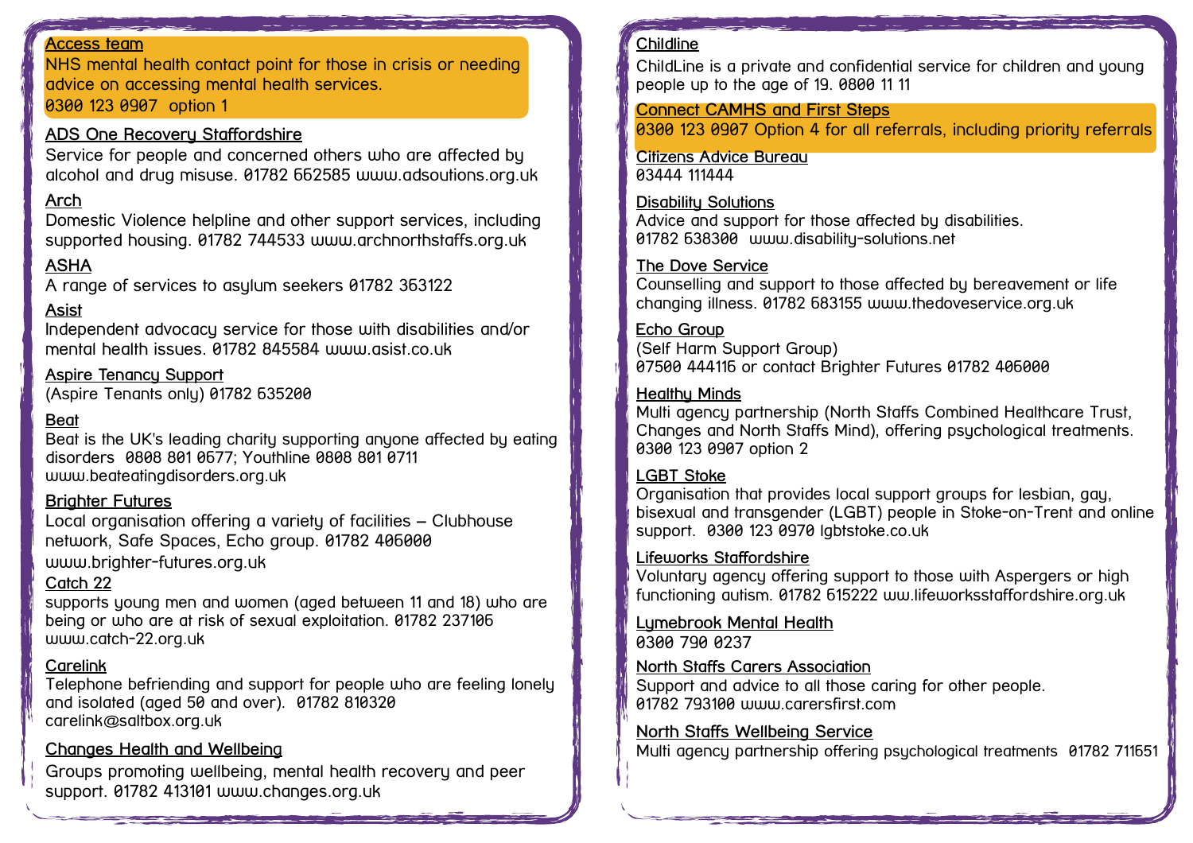**Access team**
NHS mental health contact point for those in crisis or needing advice on accessing mental health services.
0300 123 0907 option 1

**ADS One Recovery Staffordshire**
Service for people and concerned others who are affected by alcohol and drug misuse. 01782 662585 www.adsoutions.org.uk

**Arch**
Domestic Violence helpline and other support services, including supported housing. 01782 744533 www.archnorthstaffs.org.uk

**ASHA**
A range of services to asylum seekers 01782 363122

**Asist**
Independent advocacy service for those with disabilities and/or mental health issues. 01782 845584 www.asist.co.uk

**Aspire Tenancy Support**
(Aspire Tenants only) 01782 635200

**Beat**
Beat is the UK's leading charity supporting anyone affected by eating disorders 0808 801 0677; Youthline 0808 801 0711 www.beateatingdisorders.org.uk

**Brighter Futures**
Local organisation offering a variety of facilities – Clubhouse network, Safe Spaces, Echo group. 01782 406000 www.brighter-futures.org.uk

**Catch 22**
supports young men and women (aged between 11 and 18) who are being or who are at risk of sexual exploitation. 01782 237106 www.catch-22.org.uk

**Carelink**
Telephone befriending and support for people who are feeling lonely and isolated (aged 50 and over). 01782 810320 carelink@saltbox.org.uk

**Changes Health and Wellbeing**
Groups promoting wellbeing, mental health recovery and peer support. 01782 413101 www.changes.org.uk

**Childline**
ChildLine is a private and confidential service for children and young people up to the age of 19. 0800 11 11

**Connect CAMHS and First Steps**
0300 123 0907 Option 4 for all referrals, including priority referrals

**Citizens Advice Bureau**
03444 111444

**Disability Solutions**
Advice and support for those affected by disabilities. 01782 638300 www.disability-solutions.net

**The Dove Service**
Counselling and support to those affected by bereavement or life changing illness. 01782 683155 www.thedoveservice.org.uk

**Echo Group**
(Self Harm Support Group)
07500 444116 or contact Brighter Futures 01782 406000

**Healthy Minds**
Multi agency partnership (North Staffs Combined Healthcare Trust, Changes and North Staffs Mind), offering psychological treatments. 0300 123 0907 option 2

**LGBT Stoke**
Organisation that provides local support groups for lesbian, gay, bisexual and transgender (LGBT) people in Stoke-on-Trent and online support. 0300 123 0970 lgbtstoke.co.uk

**Lifeworks Staffordshire**
Voluntary agency offering support to those with Aspergers or high functioning autism. 01782 615222 ww.lifeworksstaffordshire.org.uk

**Lymebrook Mental Health**
0300 790 0237

**North Staffs Carers Association**
Support and advice to all those caring for other people. 01782 793100 www.carersfirst.com

**North Staffs Wellbeing Service**
Multi agency partnership offering psychological treatments 01782 711651